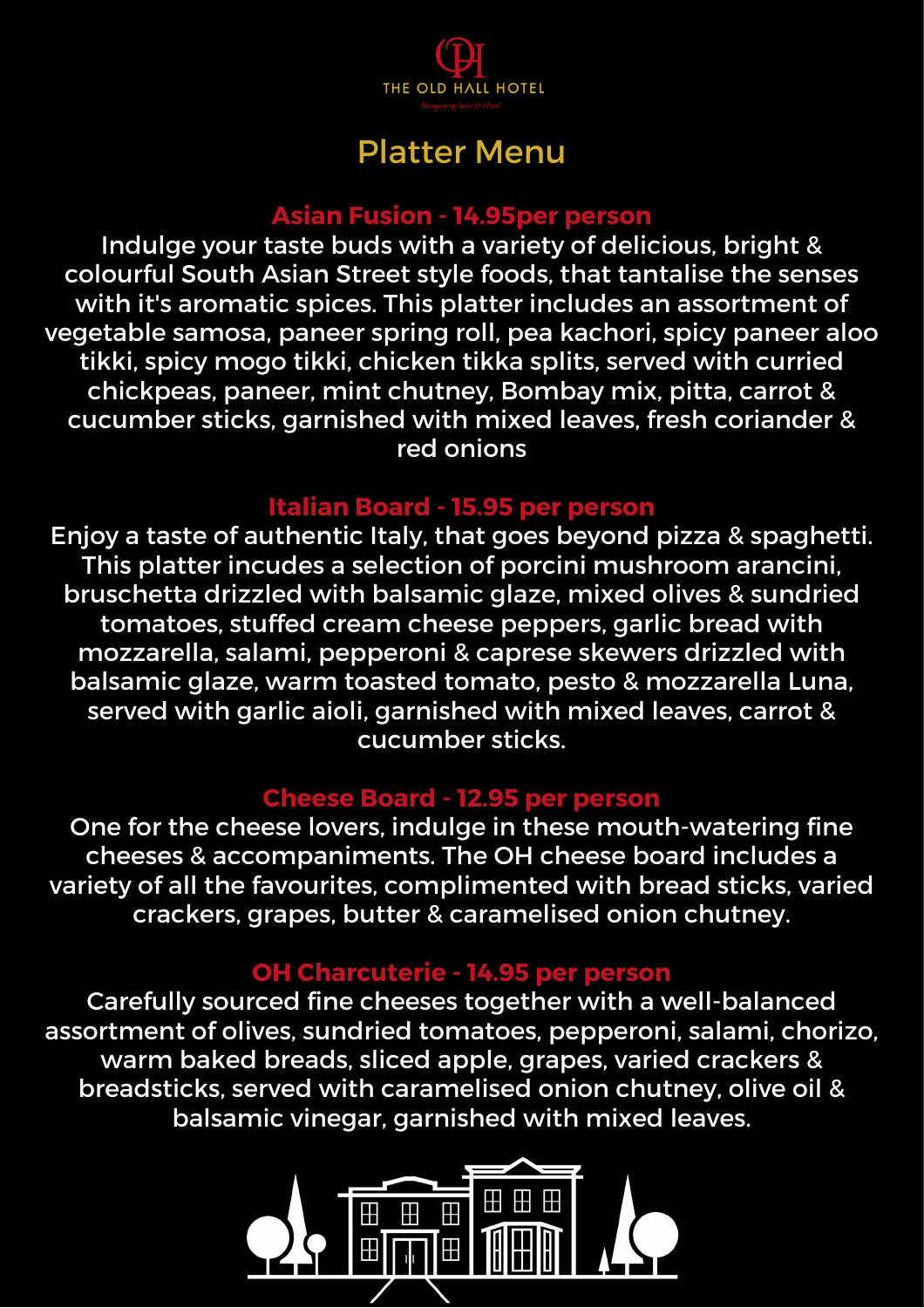THE OLD HALL HOTEL

*Banqueting Suite & Hotel*

# Platter Menu

## Asian Fusion - 14.95per person

Indulge your taste buds with a variety of delicious, bright & colourful South Asian Street style foods, that tantalise the senses with it's aromatic spices. This platter includes an assortment of vegetable samosa, paneer spring roll, pea kachori, spicy paneer aloo tikki, spicy mogo tikki, chicken tikka splits, served with curried chickpeas, paneer, mint chutney, Bombay mix, pitta, carrot & cucumber sticks, garnished with mixed leaves, fresh coriander & red onions

## Italian Board - 15.95 per person

Enjoy a taste of authentic Italy, that goes beyond pizza & spaghetti. This platter incudes a selection of porcini mushroom arancini, bruschetta drizzled with balsamic glaze, mixed olives & sundried tomatoes, stuffed cream cheese peppers, garlic bread with mozzarella, salami, pepperoni & caprese skewers drizzled with balsamic glaze, warm toasted tomato, pesto & mozzarella Luna, served with garlic aioli, garnished with mixed leaves, carrot & cucumber sticks.

## Cheese Board - 12.95 per person

One for the cheese lovers, indulge in these mouth-watering fine cheeses & accompaniments. The OH cheese board includes a variety of all the favourites, complimented with bread sticks, varied crackers, grapes, butter & caramelised onion chutney.

## OH Charcuterie - 14.95 per person

Carefully sourced fine cheeses together with a well-balanced assortment of olives, sundried tomatoes, pepperoni, salami, chorizo, warm baked breads, sliced apple, grapes, varied crackers & breadsticks, served with caramelised onion chutney, olive oil & balsamic vinegar, garnished with mixed leaves.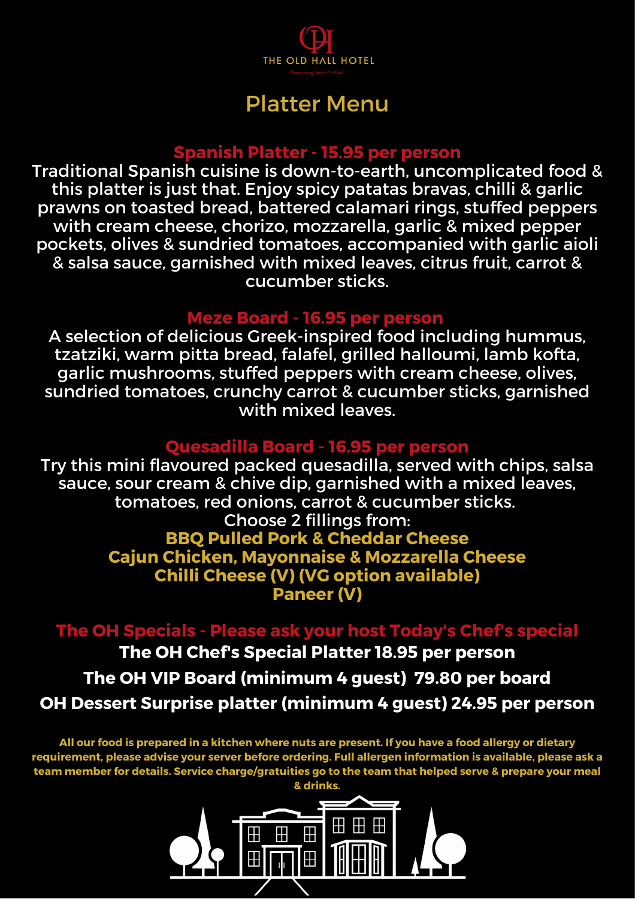THE OLD HALL HOTEL

*Banqueting Suite & Hotel*

# Platter Menu

## Spanish Platter - 15.95 per person

Traditional Spanish cuisine is down-to-earth, uncomplicated food & this platter is just that. Enjoy spicy patatas bravas, chilli & garlic prawns on toasted bread, battered calamari rings, stuffed peppers with cream cheese, chorizo, mozzarella, garlic & mixed pepper pockets, olives & sundried tomatoes, accompanied with garlic aioli & salsa sauce, garnished with mixed leaves, citrus fruit, carrot & cucumber sticks.

## Meze Board - 16.95 per person

A selection of delicious Greek-inspired food including hummus, tzatziki, warm pitta bread, falafel, grilled halloumi, lamb kofta, garlic mushrooms, stuffed peppers with cream cheese, olives, sundried tomatoes, crunchy carrot & cucumber sticks, garnished with mixed leaves.

## Quesadilla Board - 16.95 per person

Try this mini flavoured packed quesadilla, served with chips, salsa sauce, sour cream & chive dip, garnished with a mixed leaves, tomatoes, red onions, carrot & cucumber sticks.

Choose 2 fillings from:

**BBQ Pulled Pork & Cheddar Cheese**

**Cajun Chicken, Mayonnaise & Mozzarella Cheese**

**Chilli Cheese (V) (VG option available)**

**Paneer (V)**

## The OH Specials - Please ask your host Today's Chef's special

**The OH Chef's Special Platter 18.95 per person**

**The OH VIP Board (minimum 4 guest) 79.80 per board**

**OH Dessert Surprise platter (minimum 4 guest) 24.95 per person**

**All our food is prepared in a kitchen where nuts are present. If you have a food allergy or dietary requirement, please advise your server before ordering. Full allergen information is available, please ask a team member for details. Service charge/gratuities go to the team that helped serve & prepare your meal & drinks.**